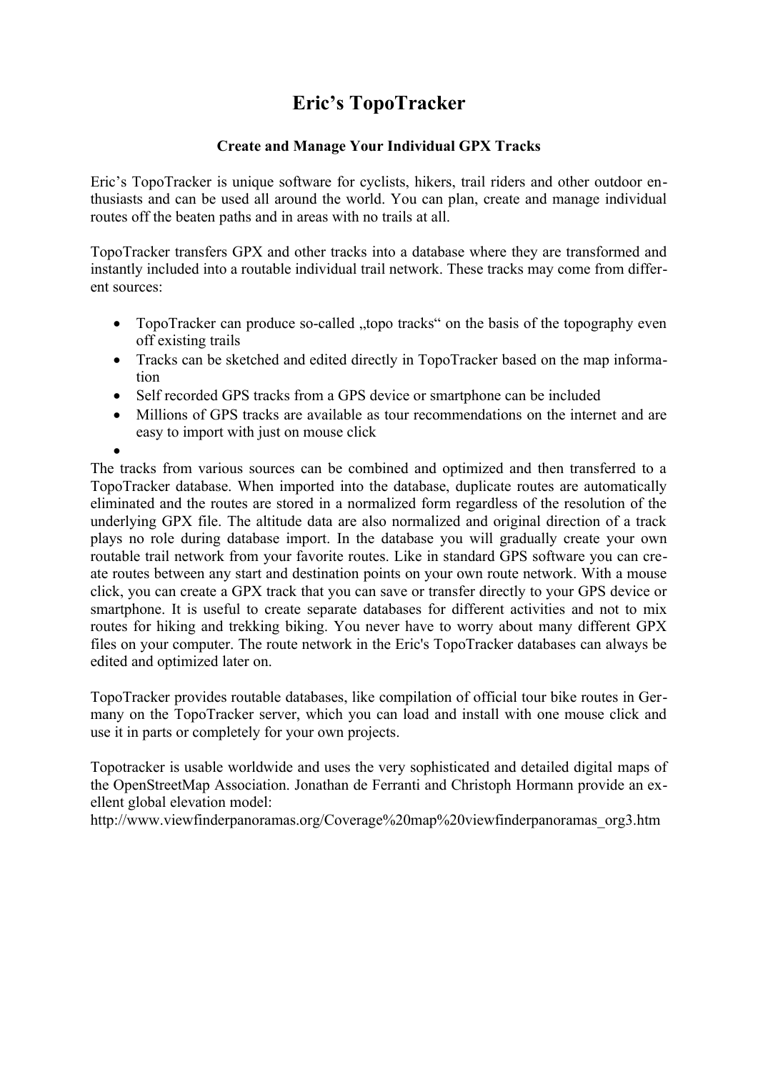# Eric's TopoTracker

### Create and Manage Your Individual GPX Tracks

Eric's TopoTracker is unique software for cyclists, hikers, trail riders and other outdoor enthusiasts and can be used all around the world. You can plan, create and manage individual routes off the beaten paths and in areas with no trails at all.

TopoTracker transfers GPX and other tracks into a database where they are transformed and instantly included into a routable individual trail network. These tracks may come from different sources:

- TopoTracker can produce so-called „topo tracks" on the basis of the topography even off existing trails
- Tracks can be sketched and edited directly in TopoTracker based on the map information
- Self recorded GPS tracks from a GPS device or smartphone can be included
- Millions of GPS tracks are available as tour recommendations on the internet and are easy to import with just on mouse click
-

The tracks from various sources can be combined and optimized and then transferred to a TopoTracker database. When imported into the database, duplicate routes are automatically eliminated and the routes are stored in a normalized form regardless of the resolution of the underlying GPX file. The altitude data are also normalized and original direction of a track plays no role during database import. In the database you will gradually create your own routable trail network from your favorite routes. Like in standard GPS software you can create routes between any start and destination points on your own route network. With a mouse click, you can create a GPX track that you can save or transfer directly to your GPS device or smartphone. It is useful to create separate databases for different activities and not to mix routes for hiking and trekking biking. You never have to worry about many different GPX files on your computer. The route network in the Eric's TopoTracker databases can always be edited and optimized later on.

TopoTracker provides routable databases, like compilation of official tour bike routes in Germany on the TopoTracker server, which you can load and install with one mouse click and use it in parts or completely for your own projects.

Topotracker is usable worldwide and uses the very sophisticated and detailed digital maps of the OpenStreetMap Association. Jonathan de Ferranti and Christoph Hormann provide an exellent global elevation model:
http://www.viewfinderpanoramas.org/Coverage%20map%20viewfinderpanoramas_org3.htm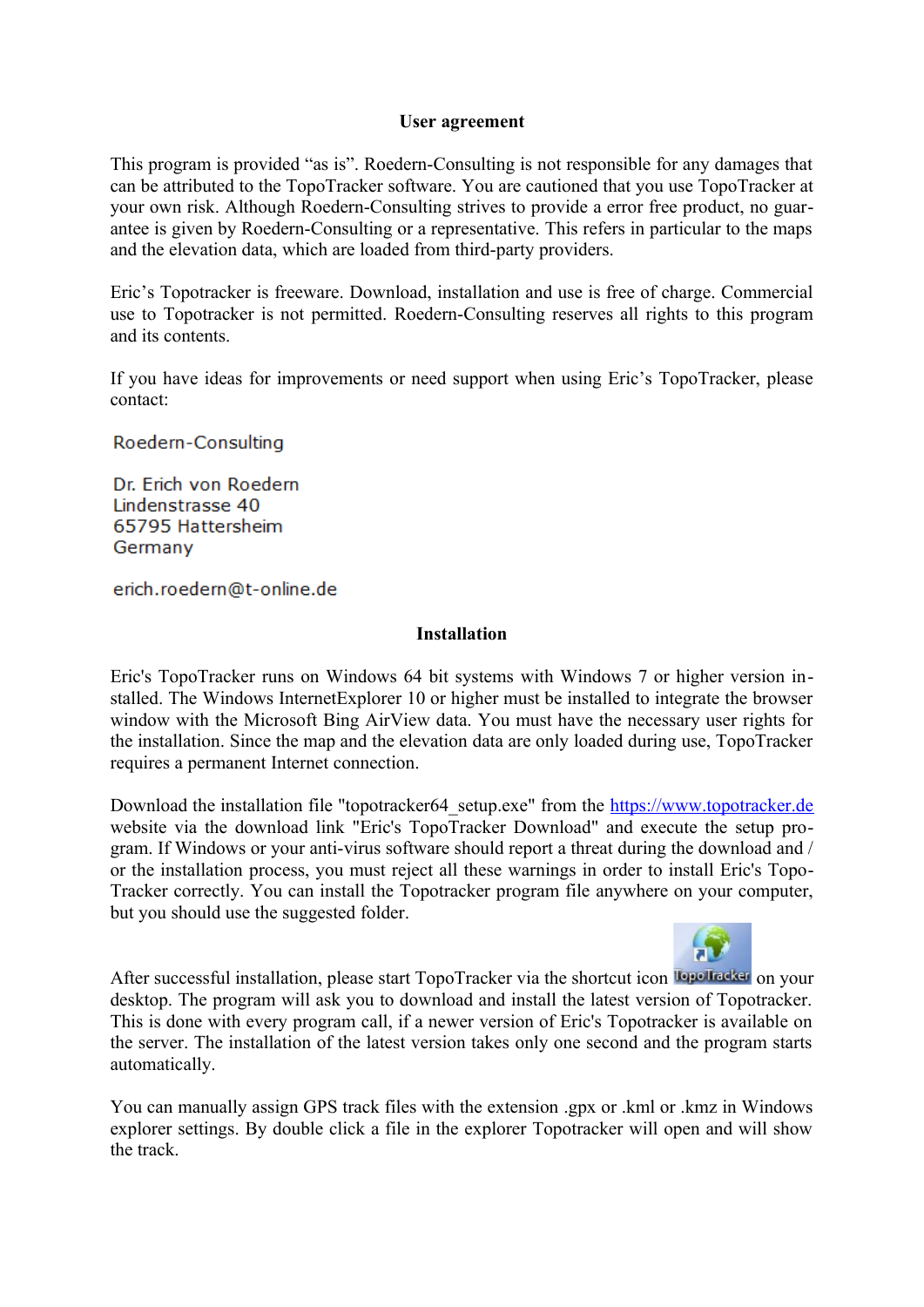## User agreement

This program is provided "as is". Roedern-Consulting is not responsible for any damages that can be attributed to the TopoTracker software. You are cautioned that you use TopoTracker at your own risk. Although Roedern-Consulting strives to provide a error free product, no guarantee is given by Roedern-Consulting or a representative. This refers in particular to the maps and the elevation data, which are loaded from third-party providers.

Eric's Topotracker is freeware. Download, installation and use is free of charge. Commercial use to Topotracker is not permitted. Roedern-Consulting reserves all rights to this program and its contents.

If you have ideas for improvements or need support when using Eric's TopoTracker, please contact:

Roedern-Consulting

Dr. Erich von Roedern
Lindenstrasse 40
65795 Hattersheim
Germany

erich.roedern@t-online.de

## Installation

Eric's TopoTracker runs on Windows 64 bit systems with Windows 7 or higher version installed. The Windows InternetExplorer 10 or higher must be installed to integrate the browser window with the Microsoft Bing AirView data. You must have the necessary user rights for the installation. Since the map and the elevation data are only loaded during use, TopoTracker requires a permanent Internet connection.

Download the installation file "topotracker64_setup.exe" from the https://www.topotracker.de website via the download link "Eric's TopoTracker Download" and execute the setup program. If Windows or your anti-virus software should report a threat during the download and / or the installation process, you must reject all these warnings in order to install Eric's TopoTracker correctly. You can install the Topotracker program file anywhere on your computer, but you should use the suggested folder.

After successful installation, please start TopoTracker via the shortcut icon TopoTracker on your desktop. The program will ask you to download and install the latest version of Topotracker. This is done with every program call, if a newer version of Eric's Topotracker is available on the server. The installation of the latest version takes only one second and the program starts automatically.

You can manually assign GPS track files with the extension .gpx or .kml or .kmz in Windows explorer settings. By double click a file in the explorer Topotracker will open and will show the track.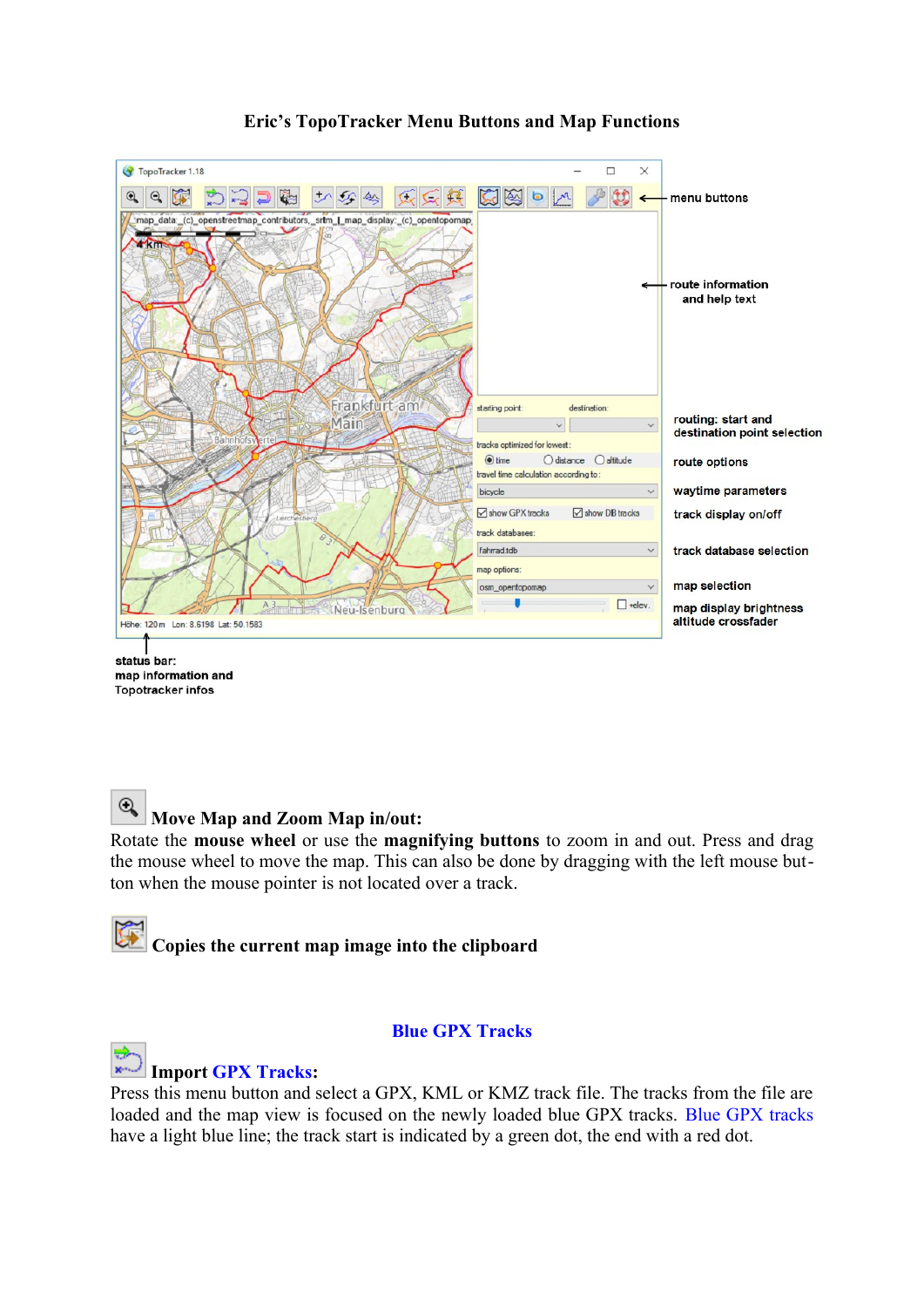**Eric's TopoTracker Menu Buttons and Map Functions**

menu buttons

route information and help text

routing: start and destination point selection

route options

waytime parameters

track display on/off

track database selection

map selection

map display brightness altitude crossfader

status bar: map information and Topotracker infos

### Move Map and Zoom Map in/out:

Rotate the **mouse wheel** or use the **magnifying buttons** to zoom in and out. Press and drag the mouse wheel to move the map. This can also be done by dragging with the left mouse button when the mouse pointer is not located over a track.

### Copies the current map image into the clipboard

## Blue GPX Tracks

### Import GPX Tracks:

Press this menu button and select a GPX, KML or KMZ track file. The tracks from the file are loaded and the map view is focused on the newly loaded blue GPX tracks. Blue GPX tracks have a light blue line; the track start is indicated by a green dot, the end with a red dot.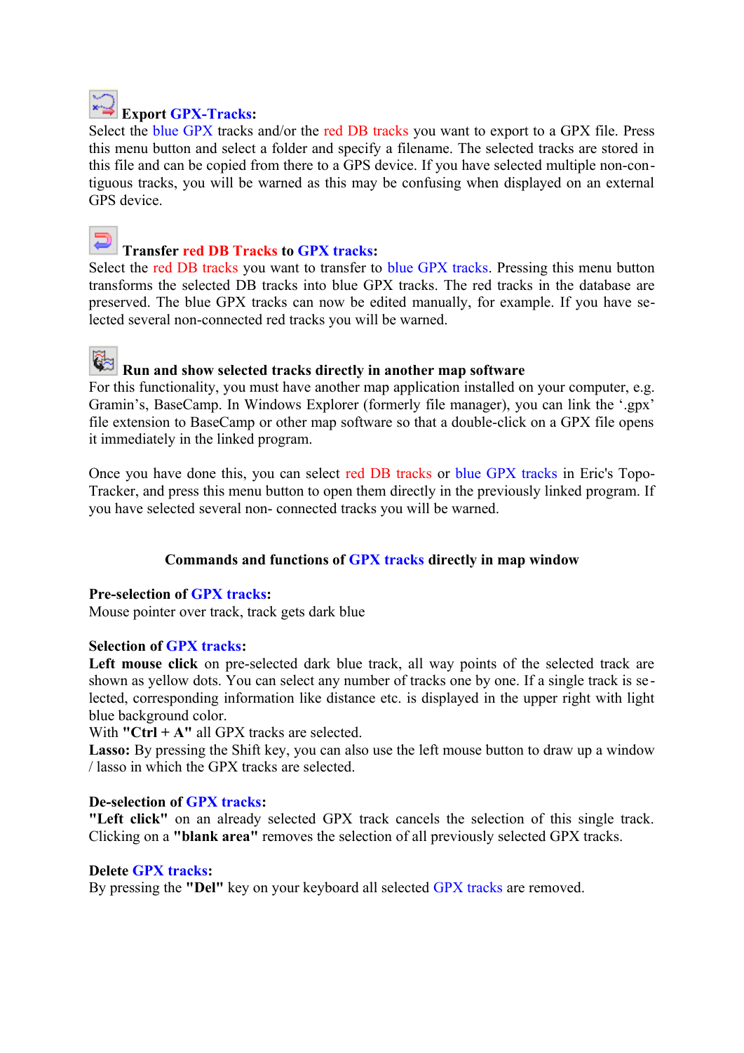**Export GPX-Tracks:**
Select the blue GPX tracks and/or the red DB tracks you want to export to a GPX file. Press this menu button and select a folder and specify a filename. The selected tracks are stored in this file and can be copied from there to a GPS device. If you have selected multiple non-contiguous tracks, you will be warned as this may be confusing when displayed on an external GPS device.

**Transfer red DB Tracks to GPX tracks:**
Select the red DB tracks you want to transfer to blue GPX tracks. Pressing this menu button transforms the selected DB tracks into blue GPX tracks. The red tracks in the database are preserved. The blue GPX tracks can now be edited manually, for example. If you have selected several non-connected red tracks you will be warned.

**Run and show selected tracks directly in another map software**
For this functionality, you must have another map application installed on your computer, e.g. Gramin's, BaseCamp. In Windows Explorer (formerly file manager), you can link the '.gpx' file extension to BaseCamp or other map software so that a double-click on a GPX file opens it immediately in the linked program.

Once you have done this, you can select red DB tracks or blue GPX tracks in Eric's Topo-Tracker, and press this menu button to open them directly in the previously linked program. If you have selected several non- connected tracks you will be warned.

## Commands and functions of GPX tracks directly in map window

**Pre-selection of GPX tracks:**
Mouse pointer over track, track gets dark blue

**Selection of GPX tracks:**
**Left mouse click** on pre-selected dark blue track, all way points of the selected track are shown as yellow dots. You can select any number of tracks one by one. If a single track is selected, corresponding information like distance etc. is displayed in the upper right with light blue background color.
With **"Ctrl + A"** all GPX tracks are selected.
**Lasso:** By pressing the Shift key, you can also use the left mouse button to draw up a window / lasso in which the GPX tracks are selected.

**De-selection of GPX tracks:**
**"Left click"** on an already selected GPX track cancels the selection of this single track. Clicking on a **"blank area"** removes the selection of all previously selected GPX tracks.

**Delete GPX tracks:**
By pressing the **"Del"** key on your keyboard all selected GPX tracks are removed.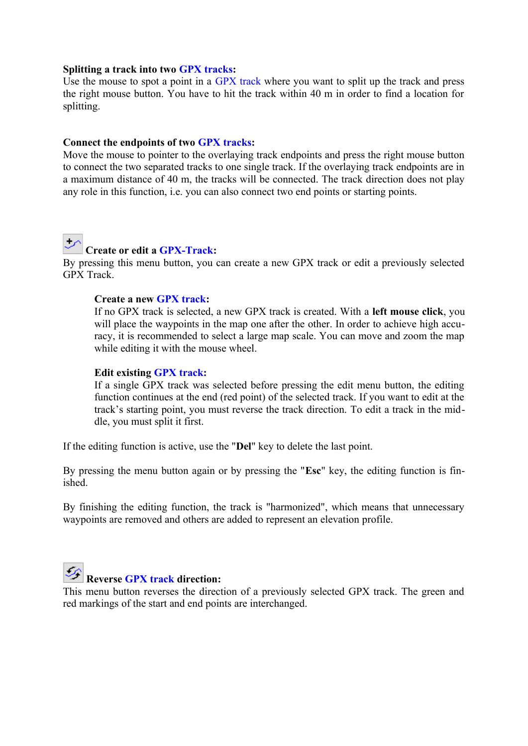**Splitting a track into two GPX tracks:**
Use the mouse to spot a point in a GPX track where you want to split up the track and press the right mouse button. You have to hit the track within 40 m in order to find a location for splitting.

**Connect the endpoints of two GPX tracks:**
Move the mouse to pointer to the overlaying track endpoints and press the right mouse button to connect the two separated tracks to one single track. If the overlaying track endpoints are in a maximum distance of 40 m, the tracks will be connected. The track direction does not play any role in this function, i.e. you can also connect two end points or starting points.

**Create or edit a GPX-Track:**
By pressing this menu button, you can create a new GPX track or edit a previously selected GPX Track.

> **Create a new GPX track:**
> If no GPX track is selected, a new GPX track is created. With a **left mouse click**, you will place the waypoints in the map one after the other. In order to achieve high accuracy, it is recommended to select a large map scale. You can move and zoom the map while editing it with the mouse wheel.
>
> **Edit existing GPX track:**
> If a single GPX track was selected before pressing the edit menu button, the editing function continues at the end (red point) of the selected track. If you want to edit at the track's starting point, you must reverse the track direction. To edit a track in the middle, you must split it first.

If the editing function is active, use the "**Del**" key to delete the last point.

By pressing the menu button again or by pressing the "**Esc**" key, the editing function is finished.

By finishing the editing function, the track is "harmonized", which means that unnecessary waypoints are removed and others are added to represent an elevation profile.

**Reverse GPX track direction:**
This menu button reverses the direction of a previously selected GPX track. The green and red markings of the start and end points are interchanged.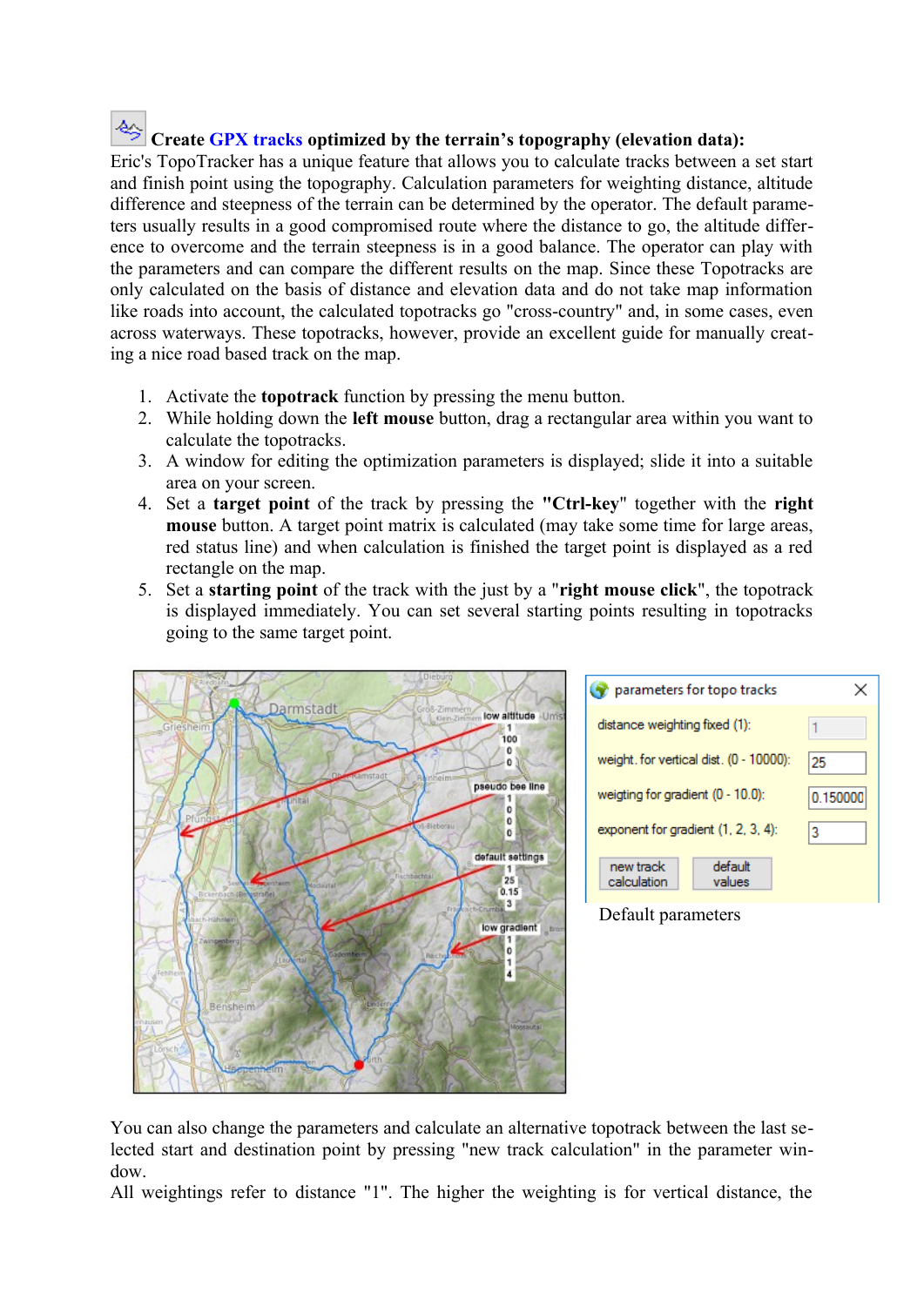## Create GPX tracks optimized by the terrain's topography (elevation data):

Eric's TopoTracker has a unique feature that allows you to calculate tracks between a set start and finish point using the topography. Calculation parameters for weighting distance, altitude difference and steepness of the terrain can be determined by the operator. The default parameters usually results in a good compromised route where the distance to go, the altitude difference to overcome and the terrain steepness is in a good balance. The operator can play with the parameters and can compare the different results on the map. Since these Topotracks are only calculated on the basis of distance and elevation data and do not take map information like roads into account, the calculated topotracks go "cross-country" and, in some cases, even across waterways. These topotracks, however, provide an excellent guide for manually creating a nice road based track on the map.

1. Activate the **topotrack** function by pressing the menu button.
2. While holding down the **left mouse** button, drag a rectangular area within you want to calculate the topotracks.
3. A window for editing the optimization parameters is displayed; slide it into a suitable area on your screen.
4. Set a **target point** of the track by pressing the **"Ctrl-key"** together with the **right mouse** button. A target point matrix is calculated (may take some time for large areas, red status line) and when calculation is finished the target point is displayed as a red rectangle on the map.
5. Set a **starting point** of the track with the just by a "**right mouse click**", the topotrack is displayed immediately. You can set several starting points resulting in topotracks going to the same target point.

| parameters for topo tracks | |
|---|---|
| distance weighting fixed (1): | 1 |
| weight. for vertical dist. (0 - 10000): | 25 |
| weigting for gradient (0 - 10.0): | 0.150000 |
| exponent for gradient (1, 2, 3, 4): | 3 |
| new track calculation | default values |

Default parameters

You can also change the parameters and calculate an alternative topotrack between the last selected start and destination point by pressing "new track calculation" in the parameter window.

All weightings refer to distance "1". The higher the weighting is for vertical distance, the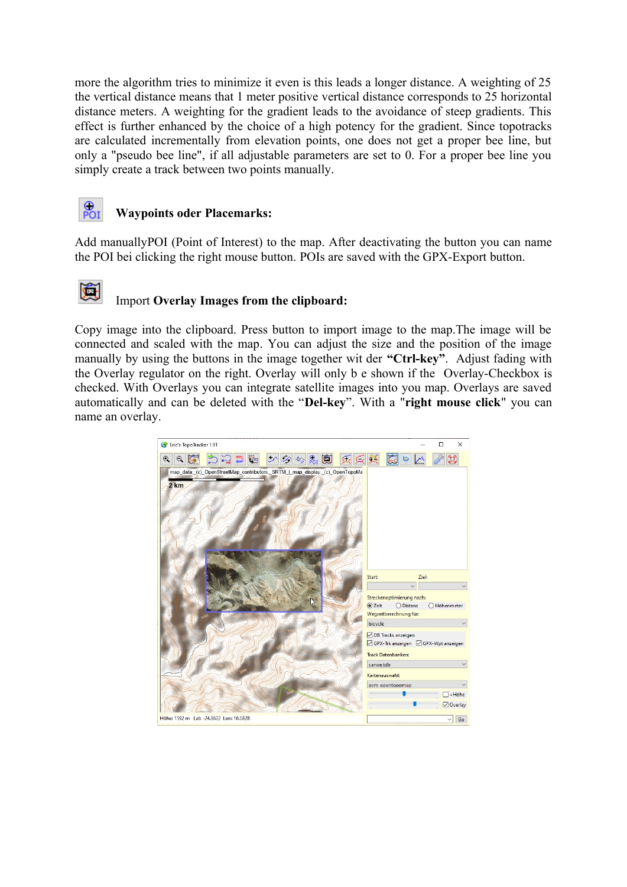more the algorithm tries to minimize it even is this leads a longer distance. A weighting of 25 the vertical distance means that 1 meter positive vertical distance corresponds to 25 horizontal distance meters. A weighting for the gradient leads to the avoidance of steep gradients. This effect is further enhanced by the choice of a high potency for the gradient. Since topotracks are calculated incrementally from elevation points, one does not get a proper bee line, but only a "pseudo bee line", if all adjustable parameters are set to 0. For a proper bee line you simply create a track between two points manually.

### Waypoints oder Placemarks:

Add manuallyPOI (Point of Interest) to the map. After deactivating the button you can name the POI bei clicking the right mouse button. POIs are saved with the GPX-Export button.

### Import **Overlay Images from the clipboard:**

Copy image into the clipboard. Press button to import image to the map.The image will be connected and scaled with the map. You can adjust the size and the position of the image manually by using the buttons in the image together wit der **"Ctrl-key"**. Adjust fading with the Overlay regulator on the right. Overlay will only b e shown if the Overlay-Checkbox is checked. With Overlays you can integrate satellite images into you map. Overlays are saved automatically and can be deleted with the "**Del-key**". With a "**right mouse click**" you can name an overlay.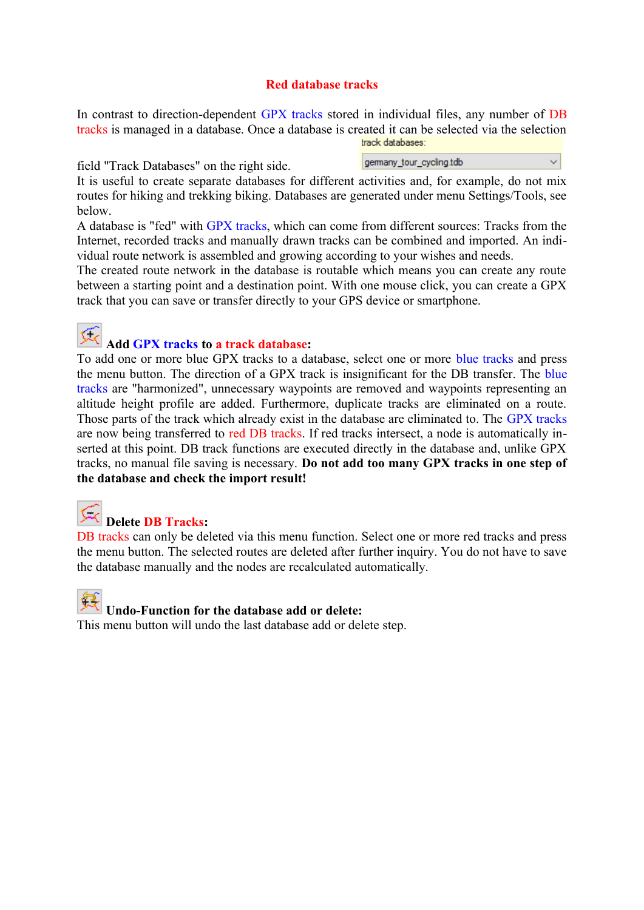## Red database tracks

In contrast to direction-dependent GPX tracks stored in individual files, any number of DB tracks is managed in a database. Once a database is created it can be selected via the selection field "Track Databases" on the right side.

track databases:
germany_tour_cycling.tdb

It is useful to create separate databases for different activities and, for example, do not mix routes for hiking and trekking biking. Databases are generated under menu Settings/Tools, see below.

A database is "fed" with GPX tracks, which can come from different sources: Tracks from the Internet, recorded tracks and manually drawn tracks can be combined and imported. An individual route network is assembled and growing according to your wishes and needs.

The created route network in the database is routable which means you can create any route between a starting point and a destination point. With one mouse click, you can create a GPX track that you can save or transfer directly to your GPS device or smartphone.

### Add GPX tracks to a track database:

To add one or more blue GPX tracks to a database, select one or more blue tracks and press the menu button. The direction of a GPX track is insignificant for the DB transfer. The blue tracks are "harmonized", unnecessary waypoints are removed and waypoints representing an altitude height profile are added. Furthermore, duplicate tracks are eliminated on a route. Those parts of the track which already exist in the database are eliminated to. The GPX tracks are now being transferred to red DB tracks. If red tracks intersect, a node is automatically inserted at this point. DB track functions are executed directly in the database and, unlike GPX tracks, no manual file saving is necessary. **Do not add too many GPX tracks in one step of the database and check the import result!**

### Delete DB Tracks:

DB tracks can only be deleted via this menu function. Select one or more red tracks and press the menu button. The selected routes are deleted after further inquiry. You do not have to save the database manually and the nodes are recalculated automatically.

### Undo-Function for the database add or delete:

This menu button will undo the last database add or delete step.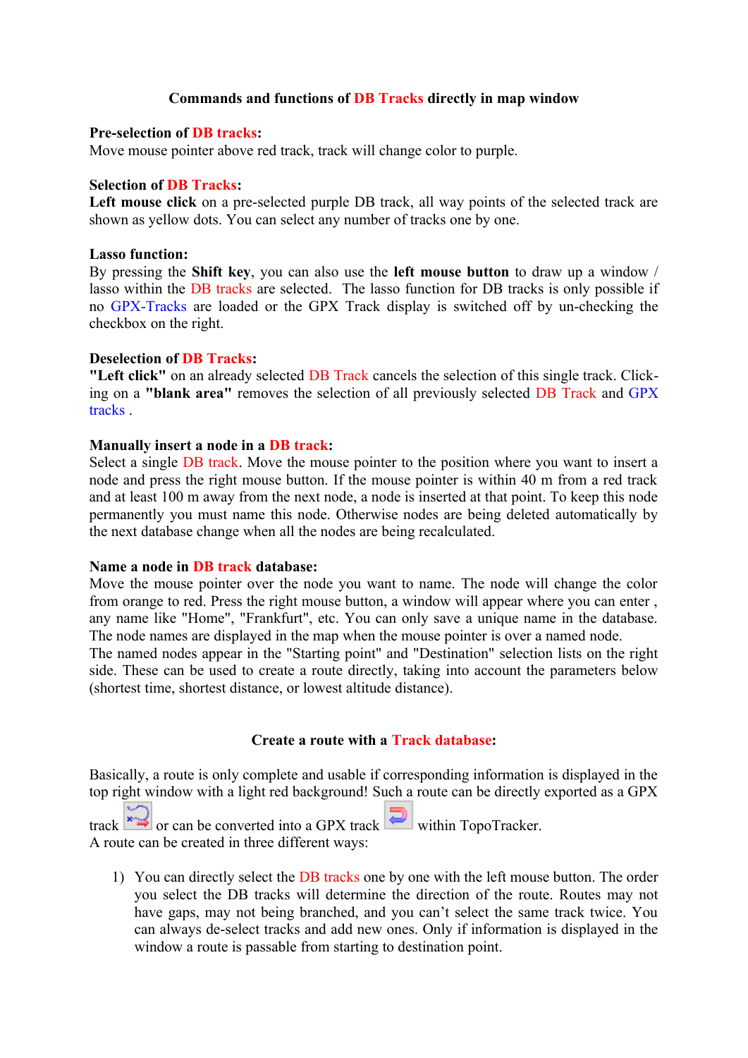## Commands and functions of DB Tracks directly in map window

**Pre-selection of DB tracks:**
Move mouse pointer above red track, track will change color to purple.

**Selection of DB Tracks:**
**Left mouse click** on a pre-selected purple DB track, all way points of the selected track are shown as yellow dots. You can select any number of tracks one by one.

**Lasso function:**
By pressing the **Shift key**, you can also use the **left mouse button** to draw up a window / lasso within the DB tracks are selected. The lasso function for DB tracks is only possible if no GPX-Tracks are loaded or the GPX Track display is switched off by un-checking the checkbox on the right.

**Deselection of DB Tracks:**
**"Left click"** on an already selected DB Track cancels the selection of this single track. Clicking on a **"blank area"** removes the selection of all previously selected DB Track and GPX tracks .

**Manually insert a node in a DB track:**
Select a single DB track. Move the mouse pointer to the position where you want to insert a node and press the right mouse button. If the mouse pointer is within 40 m from a red track and at least 100 m away from the next node, a node is inserted at that point. To keep this node permanently you must name this node. Otherwise nodes are being deleted automatically by the next database change when all the nodes are being recalculated.

**Name a node in DB track database:**
Move the mouse pointer over the node you want to name. The node will change the color from orange to red. Press the right mouse button, a window will appear where you can enter , any name like "Home", "Frankfurt", etc. You can only save a unique name in the database. The node names are displayed in the map when the mouse pointer is over a named node.
The named nodes appear in the "Starting point" and "Destination" selection lists on the right side. These can be used to create a route directly, taking into account the parameters below (shortest time, shortest distance, or lowest altitude distance).

## Create a route with a Track database:

Basically, a route is only complete and usable if corresponding information is displayed in the top right window with a light red background! Such a route can be directly exported as a GPX track or can be converted into a GPX track within TopoTracker.
A route can be created in three different ways:

1) You can directly select the DB tracks one by one with the left mouse button. The order you select the DB tracks will determine the direction of the route. Routes may not have gaps, may not being branched, and you can't select the same track twice. You can always de-select tracks and add new ones. Only if information is displayed in the window a route is passable from starting to destination point.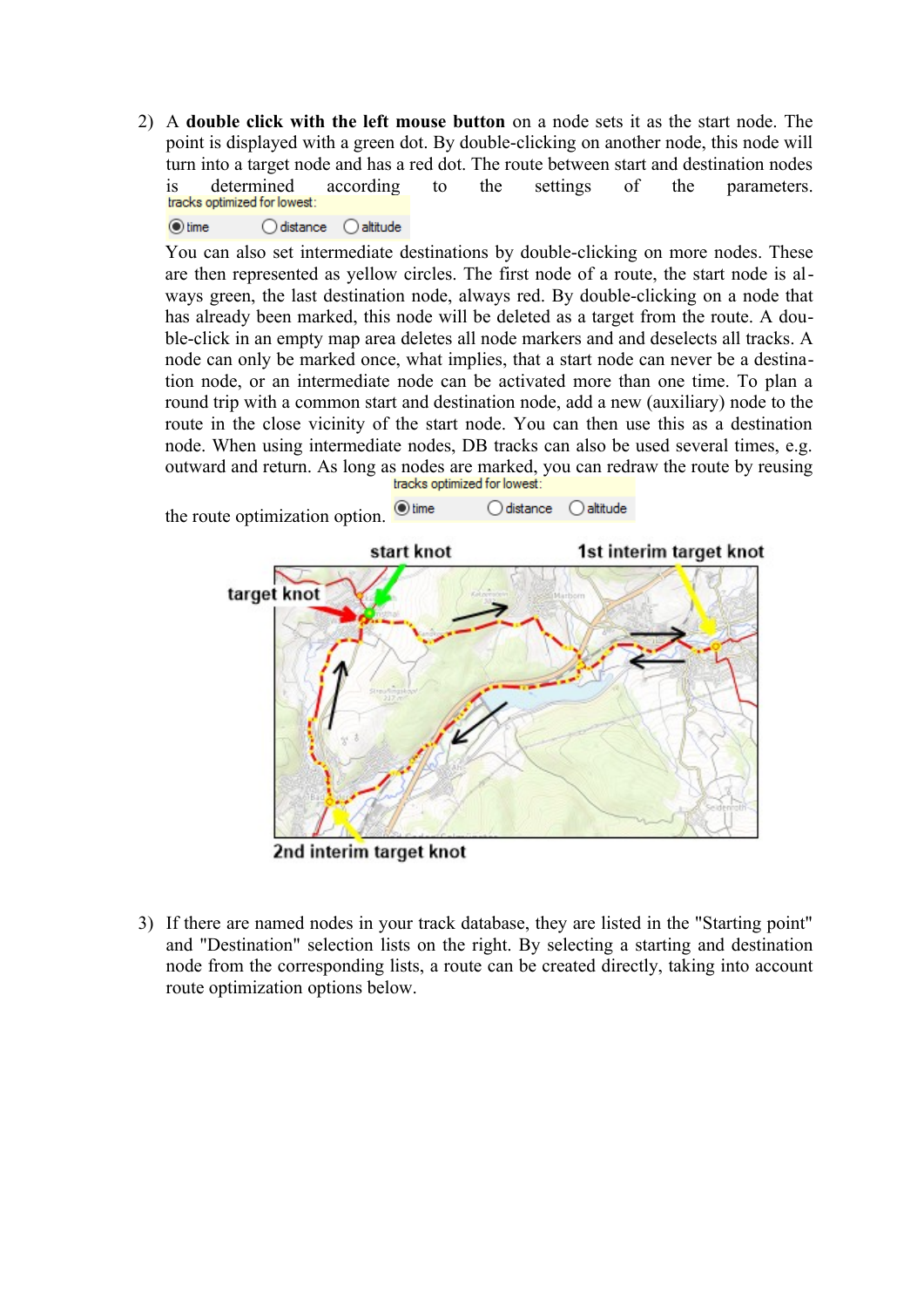2) A **double click with the left mouse button** on a node sets it as the start node. The point is displayed with a green dot. By double-clicking on another node, this node will turn into a target node and has a red dot. The route between start and destination nodes is determined according to the settings of the parameters.

   tracks optimized for lowest:
   ◉ time ○ distance ○ altitude

   You can also set intermediate destinations by double-clicking on more nodes. These are then represented as yellow circles. The first node of a route, the start node is always green, the last destination node, always red. By double-clicking on a node that has already been marked, this node will be deleted as a target from the route. A double-click in an empty map area deletes all node markers and and deselects all tracks. A node can only be marked once, what implies, that a start node can never be a destination node, or an intermediate node can be activated more than one time. To plan a round trip with a common start and destination node, add a new (auxiliary) node to the route in the close vicinity of the start node. You can then use this as a destination node. When using intermediate nodes, DB tracks can also be used several times, e.g. outward and return. As long as nodes are marked, you can redraw the route by reusing the route optimization option.

   tracks optimized for lowest:
   ◉ time ○ distance ○ altitude

   start knot — 1st interim target knot — target knot — 2nd interim target knot

3) If there are named nodes in your track database, they are listed in the "Starting point" and "Destination" selection lists on the right. By selecting a starting and destination node from the corresponding lists, a route can be created directly, taking into account route optimization options below.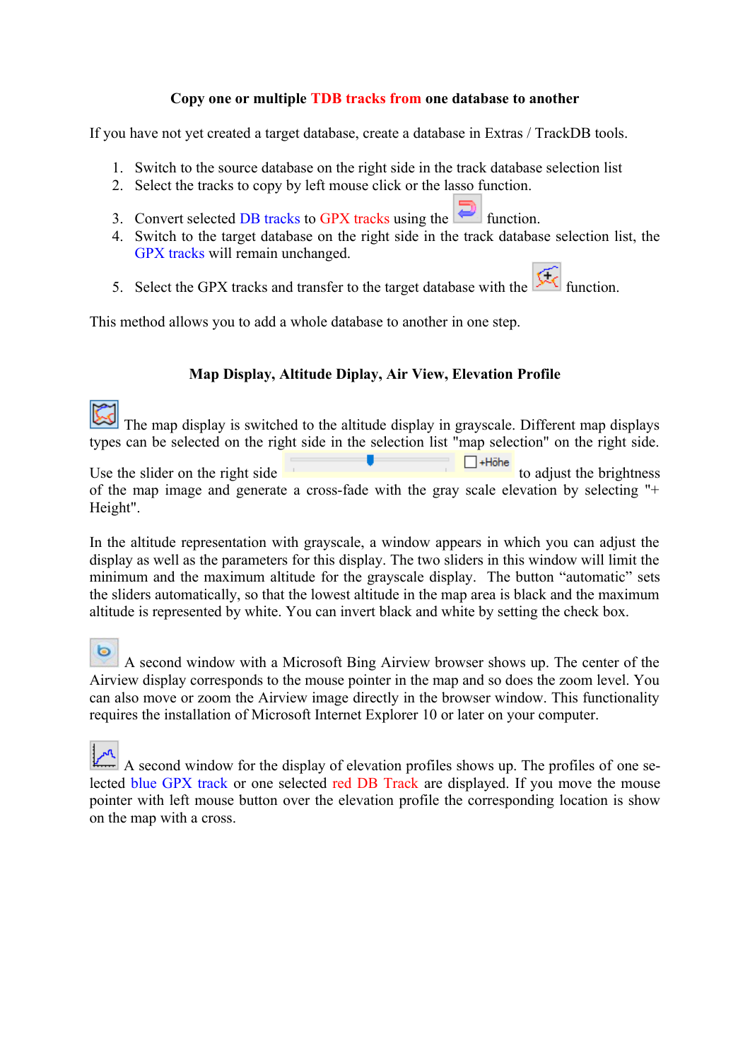### Copy one or multiple TDB tracks from one database to another

If you have not yet created a target database, create a database in Extras / TrackDB tools.

1. Switch to the source database on the right side in the track database selection list
2. Select the tracks to copy by left mouse click or the lasso function.
3. Convert selected DB tracks to GPX tracks using the function.
4. Switch to the target database on the right side in the track database selection list, the GPX tracks will remain unchanged.
5. Select the GPX tracks and transfer to the target database with the function.

This method allows you to add a whole database to another in one step.

### Map Display, Altitude Diplay, Air View, Elevation Profile

The map display is switched to the altitude display in grayscale. Different map displays types can be selected on the right side in the selection list "map selection" on the right side. Use the slider on the right side +Höhe to adjust the brightness of the map image and generate a cross-fade with the gray scale elevation by selecting "+ Height".

In the altitude representation with grayscale, a window appears in which you can adjust the display as well as the parameters for this display. The two sliders in this window will limit the minimum and the maximum altitude for the grayscale display. The button "automatic" sets the sliders automatically, so that the lowest altitude in the map area is black and the maximum altitude is represented by white. You can invert black and white by setting the check box.

A second window with a Microsoft Bing Airview browser shows up. The center of the Airview display corresponds to the mouse pointer in the map and so does the zoom level. You can also move or zoom the Airview image directly in the browser window. This functionality requires the installation of Microsoft Internet Explorer 10 or later on your computer.

A second window for the display of elevation profiles shows up. The profiles of one selected blue GPX track or one selected red DB Track are displayed. If you move the mouse pointer with left mouse button over the elevation profile the corresponding location is show on the map with a cross.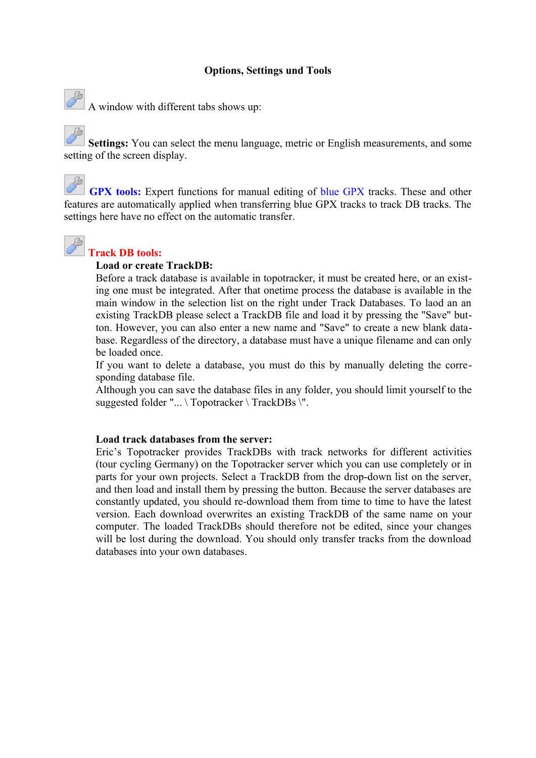# Options, Settings und Tools

A window with different tabs shows up:

**Settings:** You can select the menu language, metric or English measurements, and some setting of the screen display.

**GPX tools:** Expert functions for manual editing of blue GPX tracks. These and other features are automatically applied when transferring blue GPX tracks to track DB tracks. The settings here have no effect on the automatic transfer.

**Track DB tools:**

**Load or create TrackDB:**

Before a track database is available in topotracker, it must be created here, or an existing one must be integrated. After that onetime process the database is available in the main window in the selection list on the right under Track Databases. To laod an an existing TrackDB please select a TrackDB file and load it by pressing the "Save" button. However, you can also enter a new name and "Save" to create a new blank database. Regardless of the directory, a database must have a unique filename and can only be loaded once.

If you want to delete a database, you must do this by manually deleting the corresponding database file.

Although you can save the database files in any folder, you should limit yourself to the suggested folder "... \ Topotracker \ TrackDBs \".

**Load track databases from the server:**

Eric's Topotracker provides TrackDBs with track networks for different activities (tour cycling Germany) on the Topotracker server which you can use completely or in parts for your own projects. Select a TrackDB from the drop-down list on the server, and then load and install them by pressing the button. Because the server databases are constantly updated, you should re-download them from time to time to have the latest version. Each download overwrites an existing TrackDB of the same name on your computer. The loaded TrackDBs should therefore not be edited, since your changes will be lost during the download. You should only transfer tracks from the download databases into your own databases.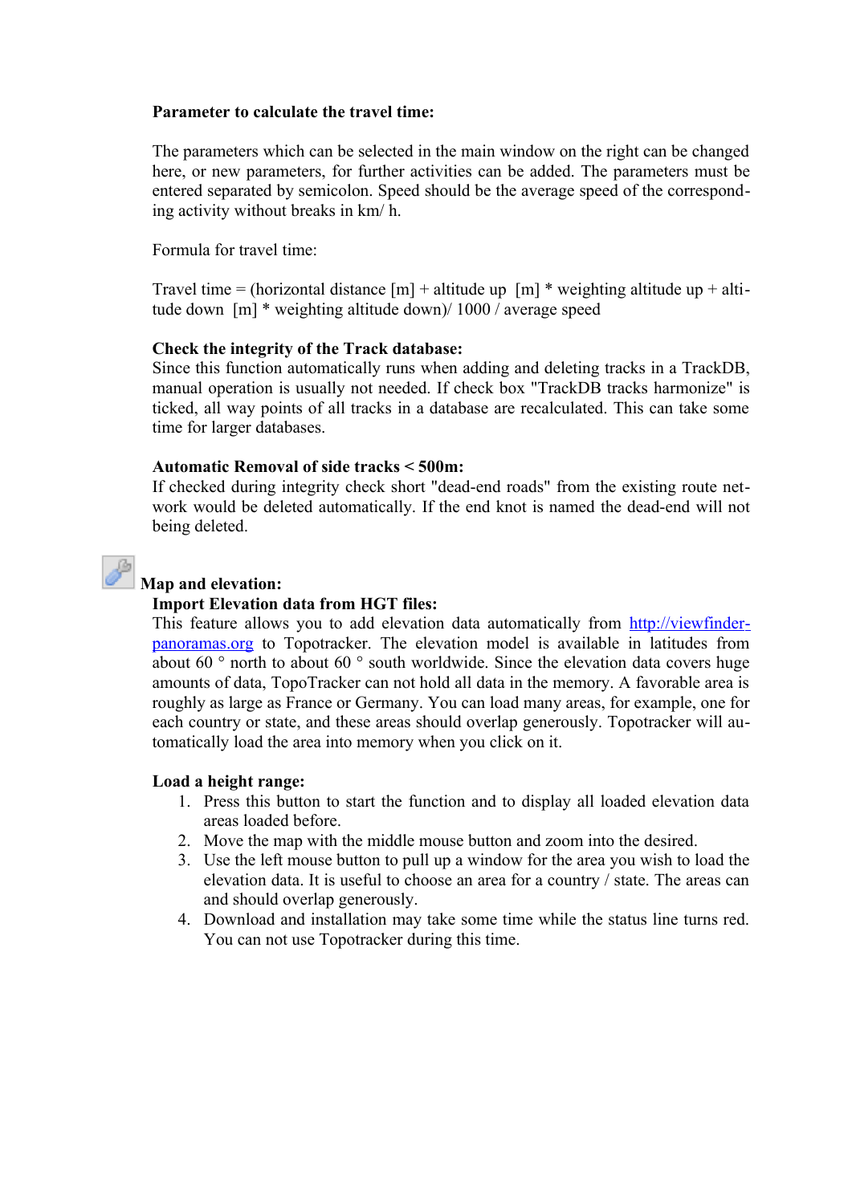**Parameter to calculate the travel time:**

The parameters which can be selected in the main window on the right can be changed here, or new parameters, for further activities can be added. The parameters must be entered separated by semicolon. Speed should be the average speed of the corresponding activity without breaks in km/ h.

Formula for travel time:

Travel time = (horizontal distance [m] + altitude up [m] * weighting altitude up + altitude down [m] * weighting altitude down)/ 1000 / average speed

**Check the integrity of the Track database:**
Since this function automatically runs when adding and deleting tracks in a TrackDB, manual operation is usually not needed. If check box "TrackDB tracks harmonize" is ticked, all way points of all tracks in a database are recalculated. This can take some time for larger databases.

**Automatic Removal of side tracks < 500m:**
If checked during integrity check short "dead-end roads" from the existing route network would be deleted automatically. If the end knot is named the dead-end will not being deleted.

**Map and elevation:**

**Import Elevation data from HGT files:**
This feature allows you to add elevation data automatically from [http://viewfinder-panoramas.org](http://viewfinder-panoramas.org) to Topotracker. The elevation model is available in latitudes from about 60 ° north to about 60 ° south worldwide. Since the elevation data covers huge amounts of data, TopoTracker can not hold all data in the memory. A favorable area is roughly as large as France or Germany. You can load many areas, for example, one for each country or state, and these areas should overlap generously. Topotracker will automatically load the area into memory when you click on it.

**Load a height range:**

1. Press this button to start the function and to display all loaded elevation data areas loaded before.
2. Move the map with the middle mouse button and zoom into the desired.
3. Use the left mouse button to pull up a window for the area you wish to load the elevation data. It is useful to choose an area for a country / state. The areas can and should overlap generously.
4. Download and installation may take some time while the status line turns red. You can not use Topotracker during this time.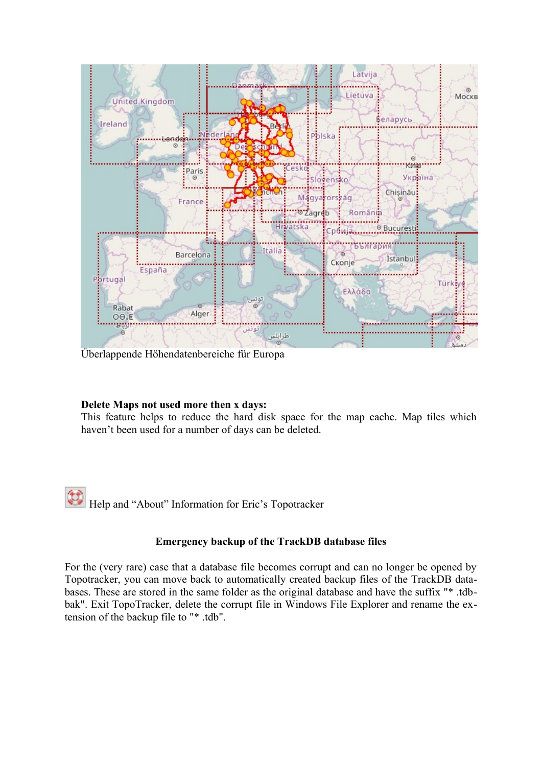Überlappende Höhendatenbereiche für Europa

**Delete Maps not used more then x days:**
This feature helps to reduce the hard disk space for the map cache. Map tiles which haven't been used for a number of days can be deleted.

Help and "About" Information for Eric's Topotracker

**Emergency backup of the TrackDB database files**

For the (very rare) case that a database file becomes corrupt and can no longer be opened by Topotracker, you can move back to automatically created backup files of the TrackDB databases. These are stored in the same folder as the original database and have the suffix "* .tdb-bak". Exit TopoTracker, delete the corrupt file in Windows File Explorer and rename the extension of the backup file to "* .tdb".